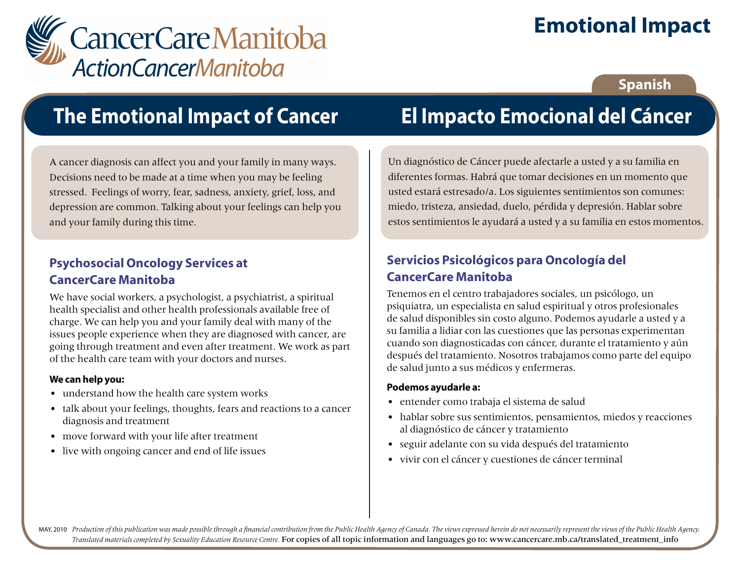CancerCare Manitoba
ActionCancerManitoba

# Emotional Impact

Spanish

## The Emotional Impact of Cancer

A cancer diagnosis can affect you and your family in many ways. Decisions need to be made at a time when you may be feeling stressed. Feelings of worry, fear, sadness, anxiety, grief, loss, and depression are common. Talking about your feelings can help you and your family during this time.

### Psychosocial Oncology Services at CancerCare Manitoba

We have social workers, a psychologist, a psychiatrist, a spiritual health specialist and other health professionals available free of charge. We can help you and your family deal with many of the issues people experience when they are diagnosed with cancer, are going through treatment and even after treatment. We work as part of the health care team with your doctors and nurses.

**We can help you:**

- understand how the health care system works
- talk about your feelings, thoughts, fears and reactions to a cancer diagnosis and treatment
- move forward with your life after treatment
- live with ongoing cancer and end of life issues

## El Impacto Emocional del Cáncer

Un diagnóstico de Cáncer puede afectarle a usted y a su familia en diferentes formas. Habrá que tomar decisiones en un momento que usted estará estresado/a. Los siguientes sentimientos son comunes: miedo, tristeza, ansiedad, duelo, pérdida y depresión. Hablar sobre estos sentimientos le ayudará a usted y a su familia en estos momentos.

### Servicios Psicológicos para Oncología del CancerCare Manitoba

Tenemos en el centro trabajadores sociales, un psicólogo, un psiquiatra, un especialista en salud espiritual y otros profesionales de salud disponibles sin costo alguno. Podemos ayudarle a usted y a su familia a lidiar con las cuestiones que las personas experimentan cuando son diagnosticadas con cáncer, durante el tratamiento y aún después del tratamiento. Nosotros trabajamos como parte del equipo de salud junto a sus médicos y enfermeras.

**Podemos ayudarle a:**

- entender como trabaja el sistema de salud
- hablar sobre sus sentimientos, pensamientos, miedos y reacciones al diagnóstico de cáncer y tratamiento
- seguir adelante con su vida después del tratamiento
- vivir con el cáncer y cuestiones de cáncer terminal

MAY, 2010 *Production of this publication was made possible through a financial contribution from the Public Health Agency of Canada. The views expressed herein do not necessarily represent the views of the Public Health Agency. Translated materials completed by Sexuality Education Resource Centre.* For copies of all topic information and languages go to: www.cancercare.mb.ca/translated_treatment_info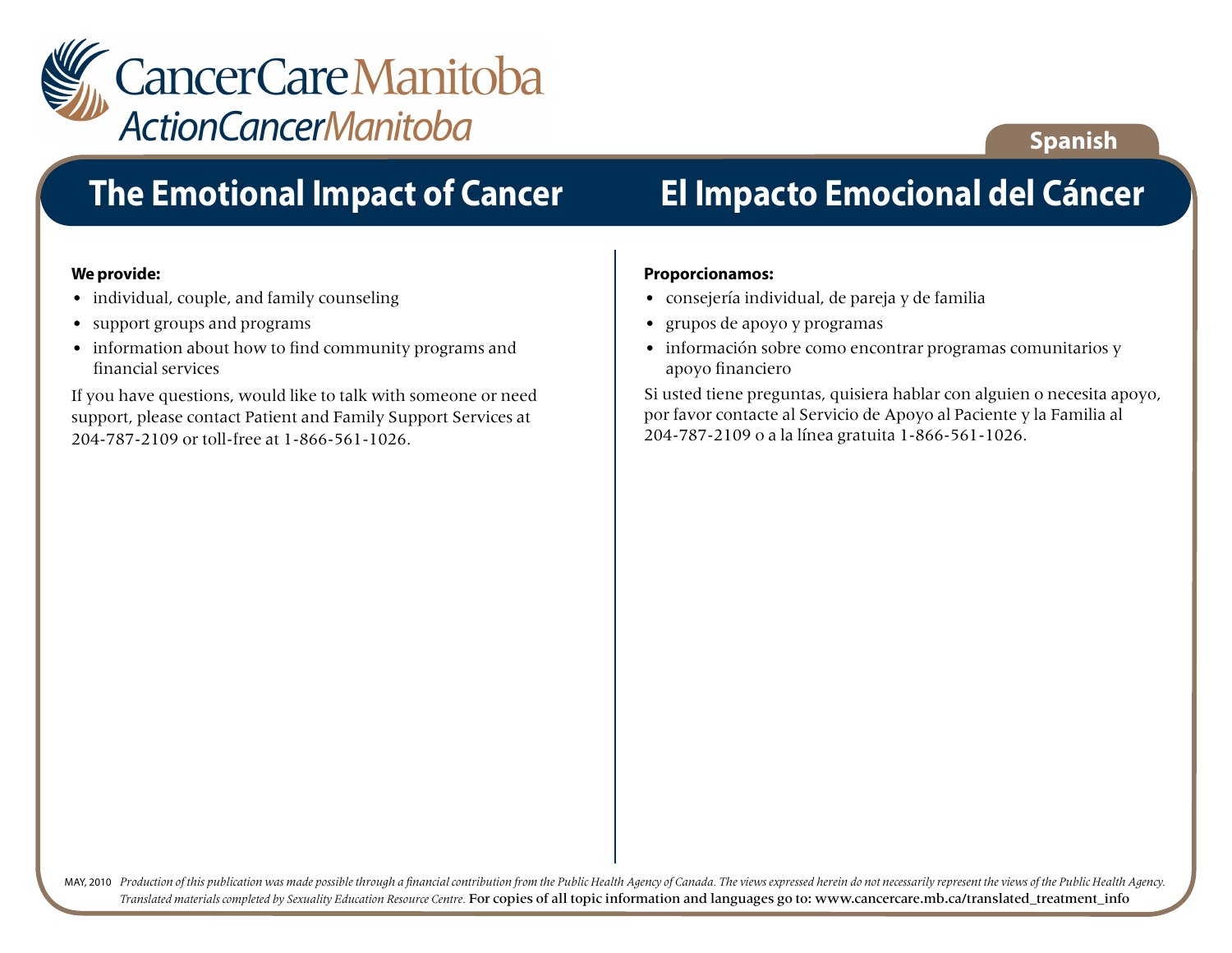CancerCare Manitoba
ActionCancerManitoba

Spanish

# The Emotional Impact of Cancer

**We provide:**

- individual, couple, and family counseling
- support groups and programs
- information about how to find community programs and financial services

If you have questions, would like to talk with someone or need support, please contact Patient and Family Support Services at 204-787-2109 or toll-free at 1-866-561-1026.

# El Impacto Emocional del Cáncer

**Proporcionamos:**

- consejería individual, de pareja y de familia
- grupos de apoyo y programas
- información sobre como encontrar programas comunitarios y apoyo financiero

Si usted tiene preguntas, quisiera hablar con alguien o necesita apoyo, por favor contacte al Servicio de Apoyo al Paciente y la Familia al 204-787-2109 o a la línea gratuita 1-866-561-1026.

MAY, 2010 *Production of this publication was made possible through a financial contribution from the Public Health Agency of Canada. The views expressed herein do not necessarily represent the views of the Public Health Agency. Translated materials completed by Sexuality Education Resource Centre.* For copies of all topic information and languages go to: www.cancercare.mb.ca/translated_treatment_info